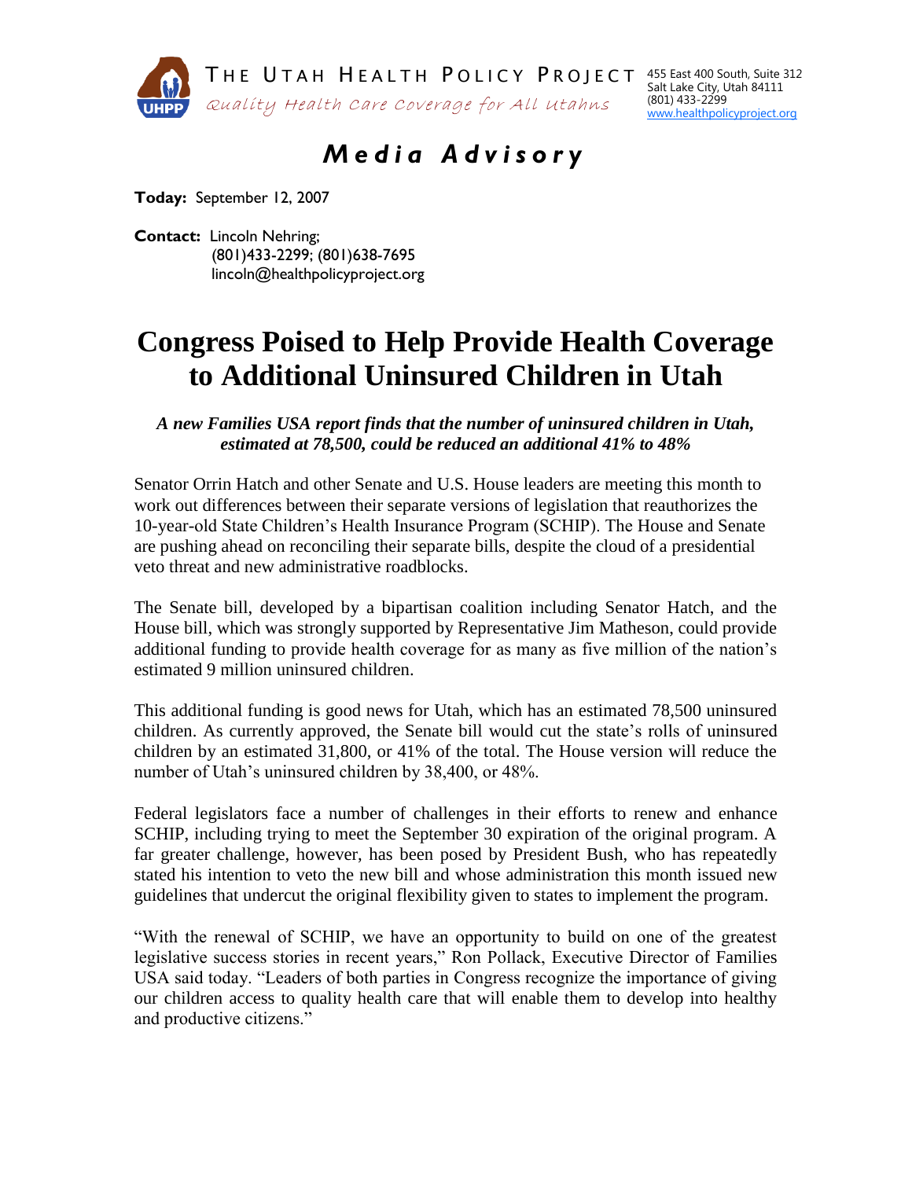THE UTAH HEALTH POLICY PROJECT
*Quality Health Care Coverage for All Utahns*

455 East 400 South, Suite 312
Salt Lake City, Utah 84111
(801) 433-2299
www.healthpolicyproject.org

## *Media Advisory*

**Today:** September 12, 2007

**Contact:** Lincoln Nehring;
(801)433-2299; (801)638-7695
lincoln@healthpolicyproject.org

# Congress Poised to Help Provide Health Coverage to Additional Uninsured Children in Utah

***A new Families USA report finds that the number of uninsured children in Utah, estimated at 78,500, could be reduced an additional 41% to 48%***

Senator Orrin Hatch and other Senate and U.S. House leaders are meeting this month to work out differences between their separate versions of legislation that reauthorizes the 10-year-old State Children's Health Insurance Program (SCHIP). The House and Senate are pushing ahead on reconciling their separate bills, despite the cloud of a presidential veto threat and new administrative roadblocks.

The Senate bill, developed by a bipartisan coalition including Senator Hatch, and the House bill, which was strongly supported by Representative Jim Matheson, could provide additional funding to provide health coverage for as many as five million of the nation's estimated 9 million uninsured children.

This additional funding is good news for Utah, which has an estimated 78,500 uninsured children. As currently approved, the Senate bill would cut the state's rolls of uninsured children by an estimated 31,800, or 41% of the total. The House version will reduce the number of Utah's uninsured children by 38,400, or 48%.

Federal legislators face a number of challenges in their efforts to renew and enhance SCHIP, including trying to meet the September 30 expiration of the original program. A far greater challenge, however, has been posed by President Bush, who has repeatedly stated his intention to veto the new bill and whose administration this month issued new guidelines that undercut the original flexibility given to states to implement the program.

"With the renewal of SCHIP, we have an opportunity to build on one of the greatest legislative success stories in recent years," Ron Pollack, Executive Director of Families USA said today. "Leaders of both parties in Congress recognize the importance of giving our children access to quality health care that will enable them to develop into healthy and productive citizens."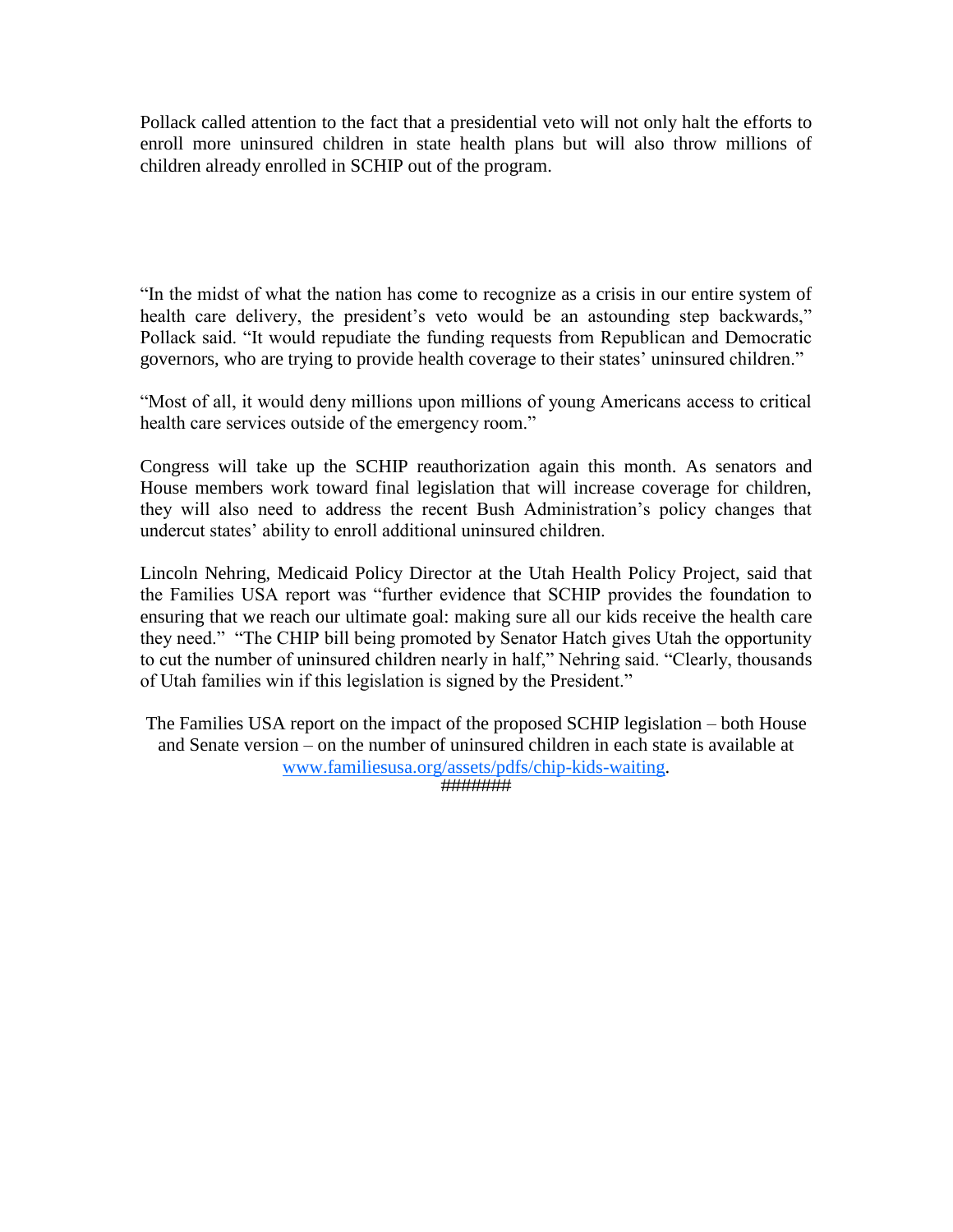Pollack called attention to the fact that a presidential veto will not only halt the efforts to enroll more uninsured children in state health plans but will also throw millions of children already enrolled in SCHIP out of the program.

"In the midst of what the nation has come to recognize as a crisis in our entire system of health care delivery, the president's veto would be an astounding step backwards," Pollack said. "It would repudiate the funding requests from Republican and Democratic governors, who are trying to provide health coverage to their states' uninsured children."

"Most of all, it would deny millions upon millions of young Americans access to critical health care services outside of the emergency room."

Congress will take up the SCHIP reauthorization again this month. As senators and House members work toward final legislation that will increase coverage for children, they will also need to address the recent Bush Administration's policy changes that undercut states' ability to enroll additional uninsured children.

Lincoln Nehring, Medicaid Policy Director at the Utah Health Policy Project, said that the Families USA report was "further evidence that SCHIP provides the foundation to ensuring that we reach our ultimate goal: making sure all our kids receive the health care they need." "The CHIP bill being promoted by Senator Hatch gives Utah the opportunity to cut the number of uninsured children nearly in half," Nehring said. "Clearly, thousands of Utah families win if this legislation is signed by the President."

The Families USA report on the impact of the proposed SCHIP legislation – both House and Senate version – on the number of uninsured children in each state is available at [www.familiesusa.org/assets/pdfs/chip-kids-waiting](http://www.familiesusa.org/assets/pdfs/chip-kids-waiting).

########